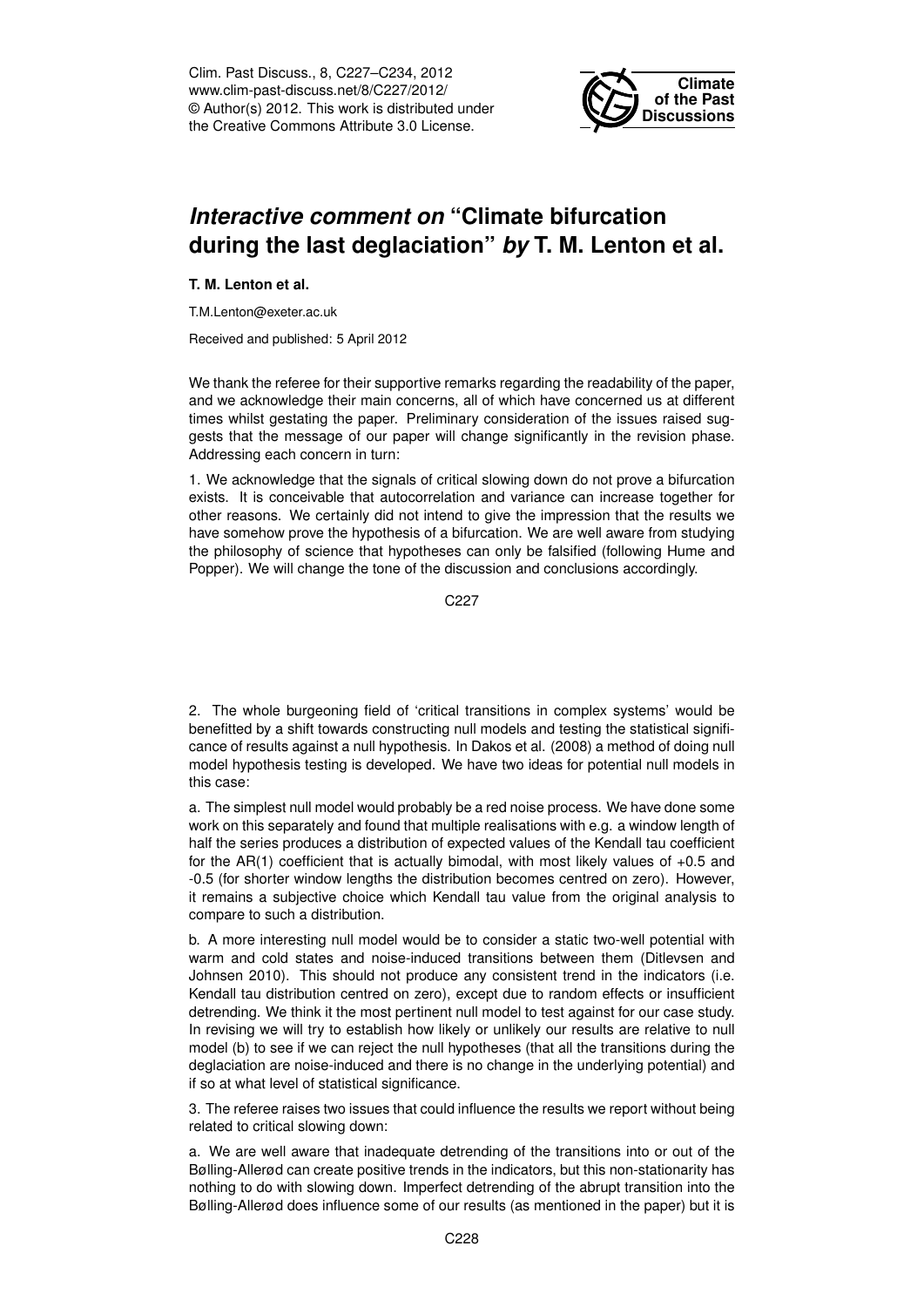# *Interactive comment on* "Climate bifurcation during the last deglaciation" *by* T. M. Lenton et al.

**T. M. Lenton et al.**

T.M.Lenton@exeter.ac.uk

Received and published: 5 April 2012

We thank the referee for their supportive remarks regarding the readability of the paper, and we acknowledge their main concerns, all of which have concerned us at different times whilst gestating the paper. Preliminary consideration of the issues raised suggests that the message of our paper will change significantly in the revision phase. Addressing each concern in turn:

1. We acknowledge that the signals of critical slowing down do not prove a bifurcation exists. It is conceivable that autocorrelation and variance can increase together for other reasons. We certainly did not intend to give the impression that the results we have somehow prove the hypothesis of a bifurcation. We are well aware from studying the philosophy of science that hypotheses can only be falsified (following Hume and Popper). We will change the tone of the discussion and conclusions accordingly.

2. The whole burgeoning field of 'critical transitions in complex systems' would be benefitted by a shift towards constructing null models and testing the statistical significance of results against a null hypothesis. In Dakos et al. (2008) a method of doing null model hypothesis testing is developed. We have two ideas for potential null models in this case:

a. The simplest null model would probably be a red noise process. We have done some work on this separately and found that multiple realisations with e.g. a window length of half the series produces a distribution of expected values of the Kendall tau coefficient for the AR(1) coefficient that is actually bimodal, with most likely values of +0.5 and -0.5 (for shorter window lengths the distribution becomes centred on zero). However, it remains a subjective choice which Kendall tau value from the original analysis to compare to such a distribution.

b. A more interesting null model would be to consider a static two-well potential with warm and cold states and noise-induced transitions between them (Ditlevsen and Johnsen 2010). This should not produce any consistent trend in the indicators (i.e. Kendall tau distribution centred on zero), except due to random effects or insufficient detrending. We think it the most pertinent null model to test against for our case study. In revising we will try to establish how likely or unlikely our results are relative to null model (b) to see if we can reject the null hypotheses (that all the transitions during the deglaciation are noise-induced and there is no change in the underlying potential) and if so at what level of statistical significance.

3. The referee raises two issues that could influence the results we report without being related to critical slowing down:

a. We are well aware that inadequate detrending of the transitions into or out of the Bølling-Allerød can create positive trends in the indicators, but this non-stationarity has nothing to do with slowing down. Imperfect detrending of the abrupt transition into the Bølling-Allerød does influence some of our results (as mentioned in the paper) but it is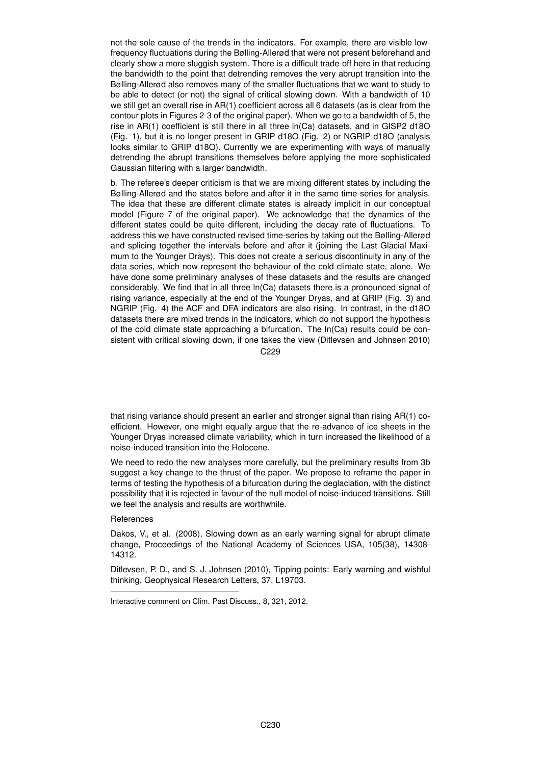not the sole cause of the trends in the indicators. For example, there are visible low-frequency fluctuations during the Bølling-Allerød that were not present beforehand and clearly show a more sluggish system. There is a difficult trade-off here in that reducing the bandwidth to the point that detrending removes the very abrupt transition into the Bølling-Allerød also removes many of the smaller fluctuations that we want to study to be able to detect (or not) the signal of critical slowing down. With a bandwidth of 10 we still get an overall rise in AR(1) coefficient across all 6 datasets (as is clear from the contour plots in Figures 2-3 of the original paper). When we go to a bandwidth of 5, the rise in AR(1) coefficient is still there in all three ln(Ca) datasets, and in GISP2 d18O (Fig. 1), but it is no longer present in GRIP d18O (Fig. 2) or NGRIP d18O (analysis looks similar to GRIP d18O). Currently we are experimenting with ways of manually detrending the abrupt transitions themselves before applying the more sophisticated Gaussian filtering with a larger bandwidth.

b. The referee's deeper criticism is that we are mixing different states by including the Bølling-Allerød and the states before and after it in the same time-series for analysis. The idea that these are different climate states is already implicit in our conceptual model (Figure 7 of the original paper). We acknowledge that the dynamics of the different states could be quite different, including the decay rate of fluctuations. To address this we have constructed revised time-series by taking out the Bølling-Allerød and splicing together the intervals before and after it (joining the Last Glacial Maximum to the Younger Drays). This does not create a serious discontinuity in any of the data series, which now represent the behaviour of the cold climate state, alone. We have done some preliminary analyses of these datasets and the results are changed considerably. We find that in all three ln(Ca) datasets there is a pronounced signal of rising variance, especially at the end of the Younger Dryas, and at GRIP (Fig. 3) and NGRIP (Fig. 4) the ACF and DFA indicators are also rising. In contrast, in the d18O datasets there are mixed trends in the indicators, which do not support the hypothesis of the cold climate state approaching a bifurcation. The ln(Ca) results could be consistent with critical slowing down, if one takes the view (Ditlevsen and Johnsen 2010) that rising variance should present an earlier and stronger signal than rising AR(1) coefficient. However, one might equally argue that the re-advance of ice sheets in the Younger Dryas increased climate variability, which in turn increased the likelihood of a noise-induced transition into the Holocene.

We need to redo the new analyses more carefully, but the preliminary results from 3b suggest a key change to the thrust of the paper. We propose to reframe the paper in terms of testing the hypothesis of a bifurcation during the deglaciation, with the distinct possibility that it is rejected in favour of the null model of noise-induced transitions. Still we feel the analysis and results are worthwhile.

References

Dakos, V., et al. (2008), Slowing down as an early warning signal for abrupt climate change, Proceedings of the National Academy of Sciences USA, 105(38), 14308-14312.

Ditlevsen, P. D., and S. J. Johnsen (2010), Tipping points: Early warning and wishful thinking, Geophysical Research Letters, 37, L19703.

Interactive comment on Clim. Past Discuss., 8, 321, 2012.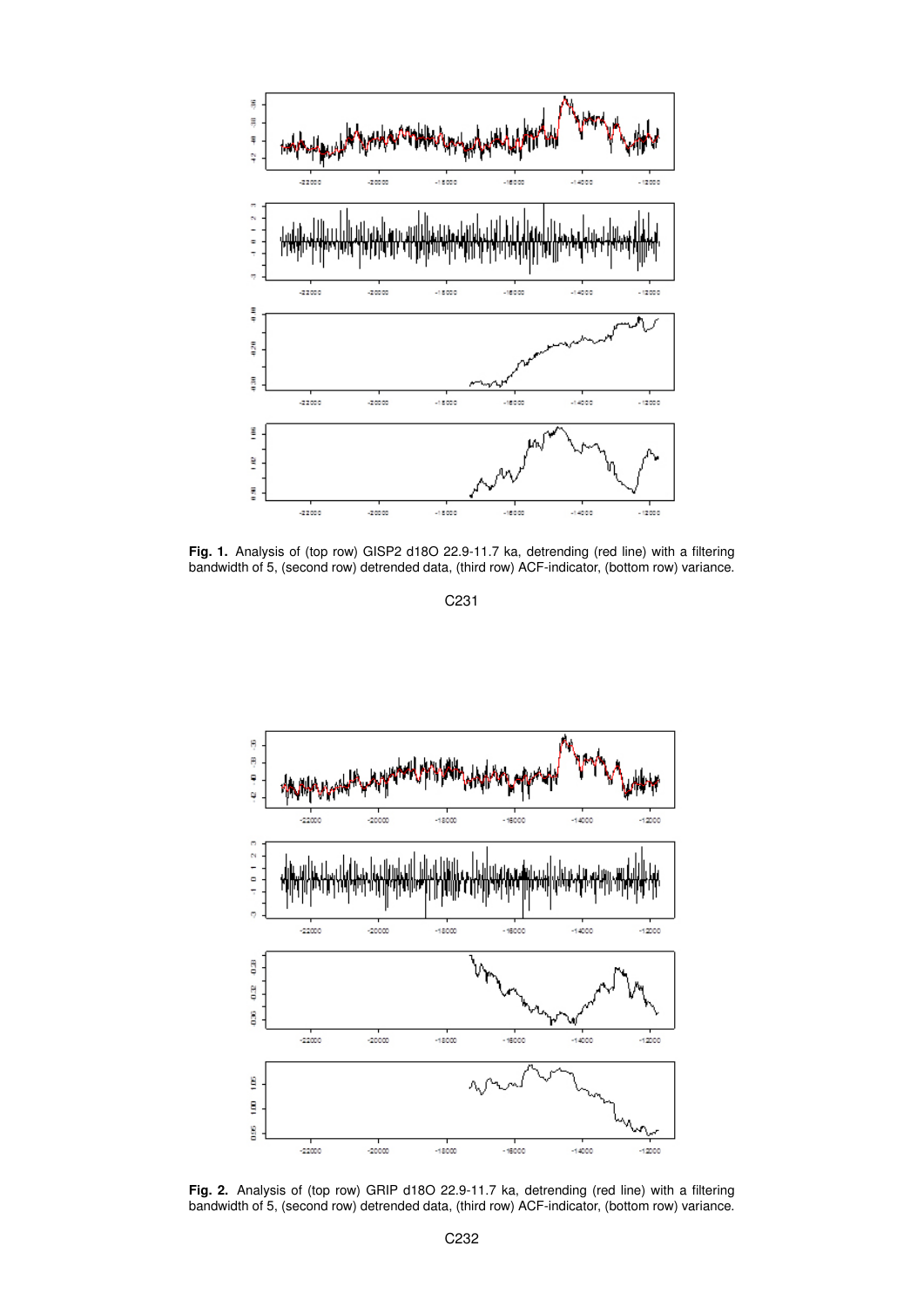**Fig. 1.** Analysis of (top row) GISP2 d18O 22.9-11.7 ka, detrending (red line) with a filtering bandwidth of 5, (second row) detrended data, (third row) ACF-indicator, (bottom row) variance.

**Fig. 2.** Analysis of (top row) GRIP d18O 22.9-11.7 ka, detrending (red line) with a filtering bandwidth of 5, (second row) detrended data, (third row) ACF-indicator, (bottom row) variance.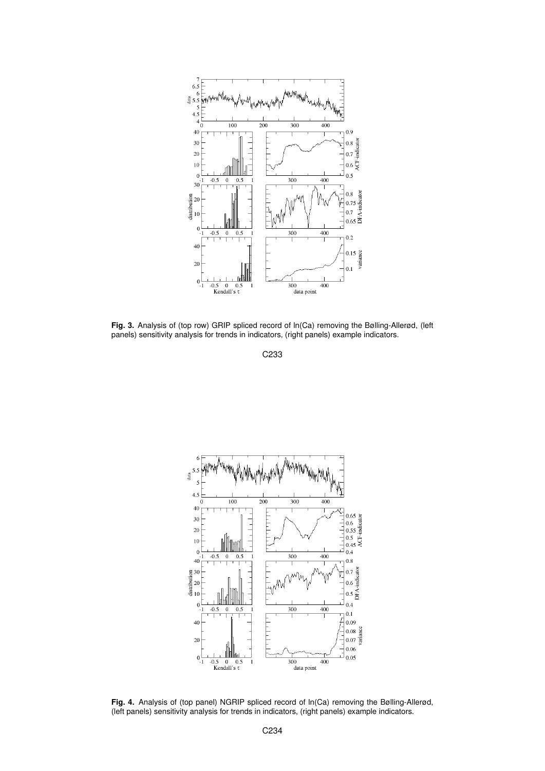data

7
6.5
6
5.5
5
4.5
4

0 100 200 300 400

distribution

40
30
20
10
0

-1 -0.5 0 0.5 1

ACF-indicator

0.9
0.8
0.7
0.6
0.5

300 400

30
20
10
0

-1 -0.5 0 0.5 1

DFA-indicator

0.8
0.75
0.7
0.65

300 400

40
20
0

-1 -0.5 0 0.5 1

Kendall's τ

variance

0.2
0.15
0.1

300 400

data point

**Fig. 3.** Analysis of (top row) GRIP spliced record of ln(Ca) removing the Bølling-Allerød, (left panels) sensitivity analysis for trends in indicators, (right panels) example indicators.

data

6
5.5
5
4.5

0 100 200 300 400

distribution

40
30
20
10
0

-1 -0.5 0 0.5 1

ACF-indicator

0.65
0.6
0.55
0.5
0.45
0.4

300 400

40
30
20
10
0

-1 -0.5 0 0.5 1

DFA-indicator

0.8
0.7
0.6
0.5
0.4

300 400

40
20
0

-1 -0.5 0 0.5 1

Kendall's τ

variance

0.1
0.09
0.08
0.07
0.06
0.05

300 400

data point

**Fig. 4.** Analysis of (top panel) NGRIP spliced record of ln(Ca) removing the Bølling-Allerød, (left panels) sensitivity analysis for trends in indicators, (right panels) example indicators.